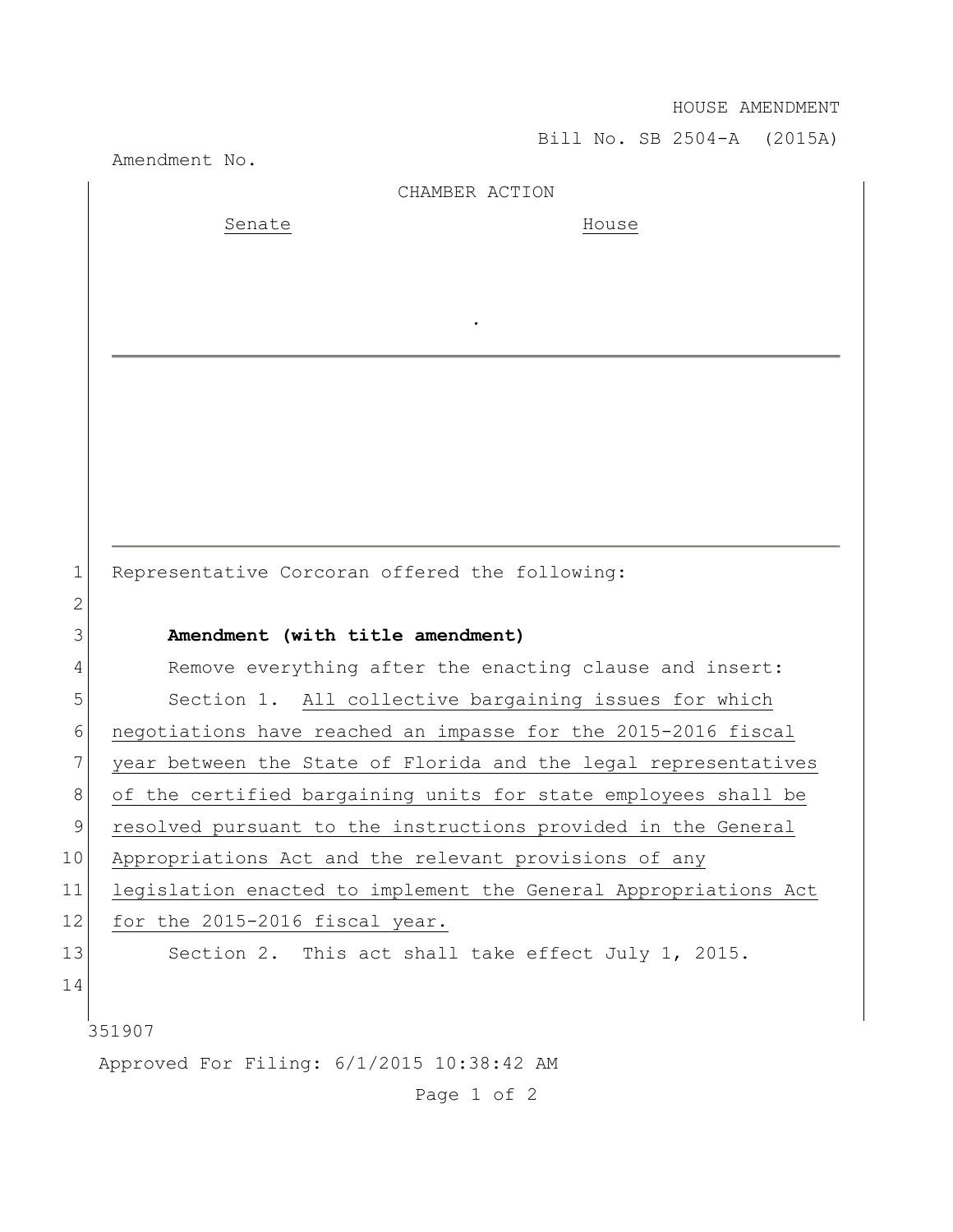HOUSE AMENDMENT

Bill No. SB 2504-A (2015A)

Amendment No.

CHAMBER ACTION

Senate House

.

Representative Corcoran offered the following:

**Amendment (with title amendment)**

Remove everything after the enacting clause and insert:

Section 1. All collective bargaining issues for which negotiations have reached an impasse for the 2015-2016 fiscal year between the State of Florida and the legal representatives of the certified bargaining units for state employees shall be resolved pursuant to the instructions provided in the General Appropriations Act and the relevant provisions of any legislation enacted to implement the General Appropriations Act for the 2015-2016 fiscal year.

Section 2. This act shall take effect July 1, 2015.

351907

Approved For Filing: 6/1/2015 10:38:42 AM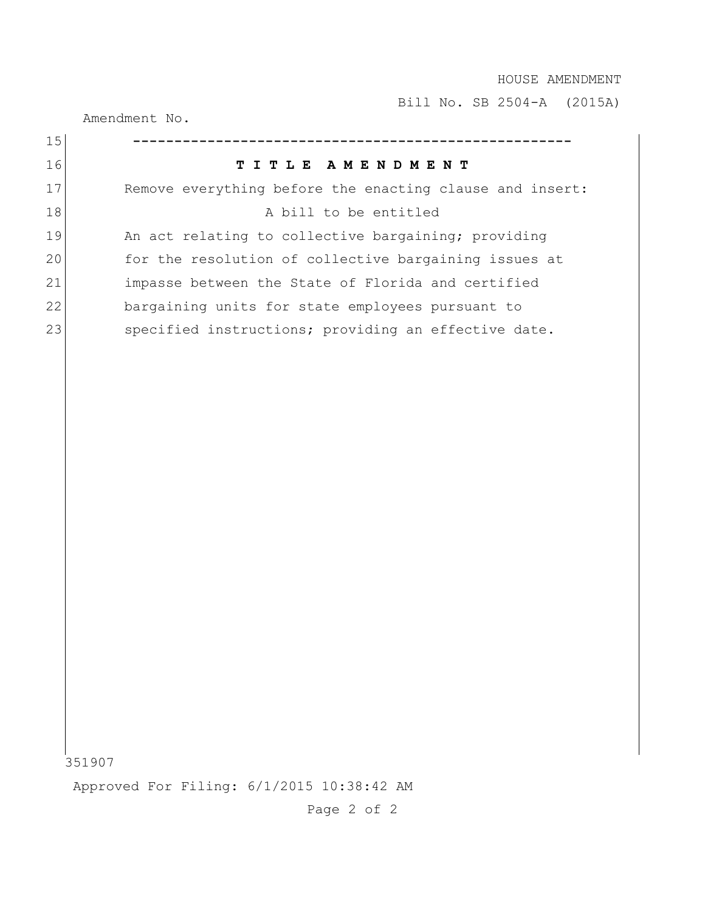-----------------------------------------------------

**T I T L E A M E N D M E N T**

Remove everything before the enacting clause and insert:

A bill to be entitled

An act relating to collective bargaining; providing for the resolution of collective bargaining issues at impasse between the State of Florida and certified bargaining units for state employees pursuant to specified instructions; providing an effective date.